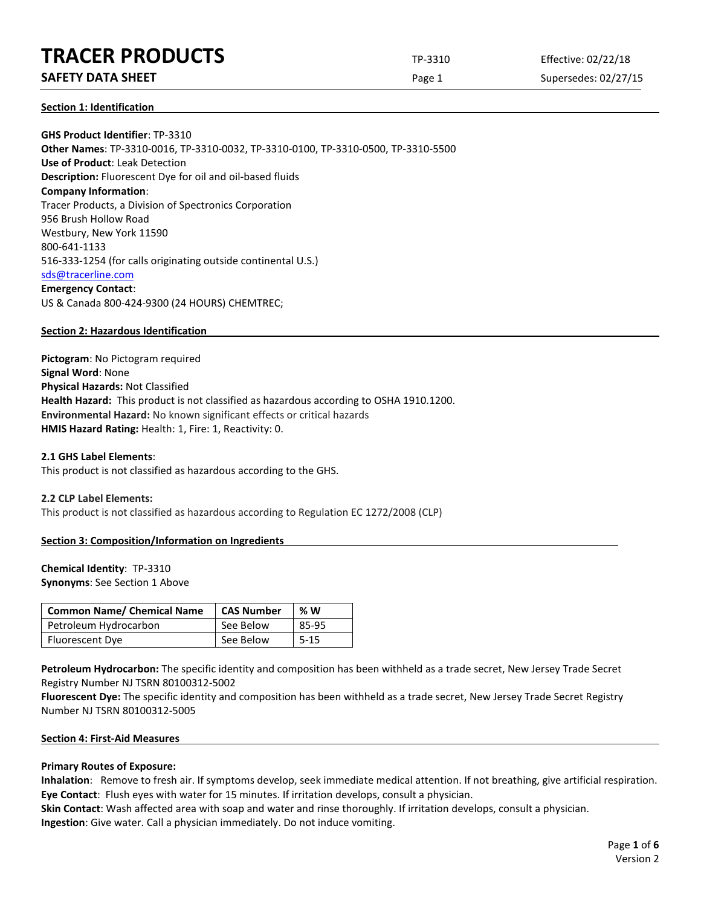# TRACER PRODUCTS

**SAFETY DATA SHEET**

TP-3310

Effective: 02/22/18

Supersedes: 02/27/15

## Section 1: Identification

**GHS Product Identifier**: TP-3310
**Other Names**: TP-3310-0016, TP-3310-0032, TP-3310-0100, TP-3310-0500, TP-3310-5500
**Use of Product**: Leak Detection
**Description:** Fluorescent Dye for oil and oil-based fluids
**Company Information**:
Tracer Products, a Division of Spectronics Corporation
956 Brush Hollow Road
Westbury, New York 11590
800-641-1133
516-333-1254 (for calls originating outside continental U.S.)
sds@tracerline.com
**Emergency Contact**:
US & Canada 800-424-9300 (24 HOURS) CHEMTREC;

## Section 2: Hazardous Identification

**Pictogram**: No Pictogram required
**Signal Word**: None
**Physical Hazards:** Not Classified
**Health Hazard:** This product is not classified as hazardous according to OSHA 1910.1200.
**Environmental Hazard:** No known significant effects or critical hazards
**HMIS Hazard Rating:** Health: 1, Fire: 1, Reactivity: 0.

**2.1 GHS Label Elements**:
This product is not classified as hazardous according to the GHS.

**2.2 CLP Label Elements:**
This product is not classified as hazardous according to Regulation EC 1272/2008 (CLP)

## Section 3: Composition/Information on Ingredients

**Chemical Identity**: TP-3310
**Synonyms**: See Section 1 Above

| Common Name/ Chemical Name | CAS Number | % W |
|---|---|---|
| Petroleum Hydrocarbon | See Below | 85-95 |
| Fluorescent Dye | See Below | 5-15 |

**Petroleum Hydrocarbon:** The specific identity and composition has been withheld as a trade secret, New Jersey Trade Secret Registry Number NJ TSRN 80100312-5002
**Fluorescent Dye:** The specific identity and composition has been withheld as a trade secret, New Jersey Trade Secret Registry Number NJ TSRN 80100312-5005

## Section 4: First-Aid Measures

**Primary Routes of Exposure:**
**Inhalation**: Remove to fresh air. If symptoms develop, seek immediate medical attention. If not breathing, give artificial respiration.
**Eye Contact**: Flush eyes with water for 15 minutes. If irritation develops, consult a physician.
**Skin Contact**: Wash affected area with soap and water and rinse thoroughly. If irritation develops, consult a physician.
**Ingestion**: Give water. Call a physician immediately. Do not induce vomiting.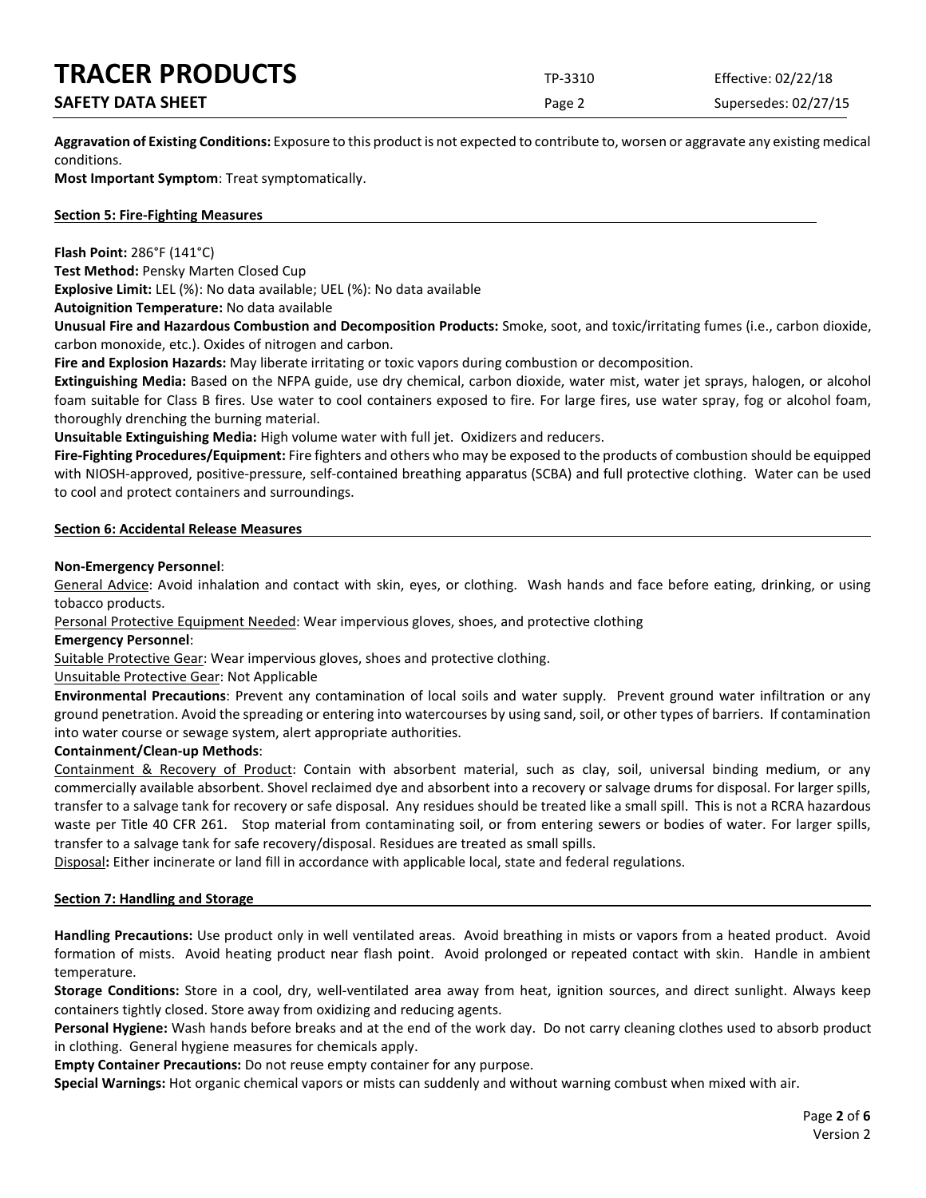**Aggravation of Existing Conditions:** Exposure to this product is not expected to contribute to, worsen or aggravate any existing medical conditions.

**Most Important Symptom**: Treat symptomatically.

## Section 5: Fire-Fighting Measures

**Flash Point:** 286°F (141°C)

**Test Method:** Pensky Marten Closed Cup

**Explosive Limit:** LEL (%): No data available; UEL (%): No data available

**Autoignition Temperature:** No data available

**Unusual Fire and Hazardous Combustion and Decomposition Products:** Smoke, soot, and toxic/irritating fumes (i.e., carbon dioxide, carbon monoxide, etc.). Oxides of nitrogen and carbon.

**Fire and Explosion Hazards:** May liberate irritating or toxic vapors during combustion or decomposition.

**Extinguishing Media:** Based on the NFPA guide, use dry chemical, carbon dioxide, water mist, water jet sprays, halogen, or alcohol foam suitable for Class B fires. Use water to cool containers exposed to fire. For large fires, use water spray, fog or alcohol foam, thoroughly drenching the burning material.

**Unsuitable Extinguishing Media:** High volume water with full jet. Oxidizers and reducers.

**Fire-Fighting Procedures/Equipment:** Fire fighters and others who may be exposed to the products of combustion should be equipped with NIOSH-approved, positive-pressure, self-contained breathing apparatus (SCBA) and full protective clothing. Water can be used to cool and protect containers and surroundings.

## Section 6: Accidental Release Measures

**Non-Emergency Personnel**:

General Advice: Avoid inhalation and contact with skin, eyes, or clothing. Wash hands and face before eating, drinking, or using tobacco products.

Personal Protective Equipment Needed: Wear impervious gloves, shoes, and protective clothing

**Emergency Personnel**:

Suitable Protective Gear: Wear impervious gloves, shoes and protective clothing.

Unsuitable Protective Gear: Not Applicable

**Environmental Precautions**: Prevent any contamination of local soils and water supply. Prevent ground water infiltration or any ground penetration. Avoid the spreading or entering into watercourses by using sand, soil, or other types of barriers. If contamination into water course or sewage system, alert appropriate authorities.

**Containment/Clean-up Methods**:

Containment & Recovery of Product: Contain with absorbent material, such as clay, soil, universal binding medium, or any commercially available absorbent. Shovel reclaimed dye and absorbent into a recovery or salvage drums for disposal. For larger spills, transfer to a salvage tank for recovery or safe disposal. Any residues should be treated like a small spill. This is not a RCRA hazardous waste per Title 40 CFR 261. Stop material from contaminating soil, or from entering sewers or bodies of water. For larger spills, transfer to a salvage tank for safe recovery/disposal. Residues are treated as small spills.

Disposal**:** Either incinerate or land fill in accordance with applicable local, state and federal regulations.

## Section 7: Handling and Storage

**Handling Precautions:** Use product only in well ventilated areas. Avoid breathing in mists or vapors from a heated product. Avoid formation of mists. Avoid heating product near flash point. Avoid prolonged or repeated contact with skin. Handle in ambient temperature.

**Storage Conditions:** Store in a cool, dry, well-ventilated area away from heat, ignition sources, and direct sunlight. Always keep containers tightly closed. Store away from oxidizing and reducing agents.

**Personal Hygiene:** Wash hands before breaks and at the end of the work day. Do not carry cleaning clothes used to absorb product in clothing. General hygiene measures for chemicals apply.

**Empty Container Precautions:** Do not reuse empty container for any purpose.

**Special Warnings:** Hot organic chemical vapors or mists can suddenly and without warning combust when mixed with air.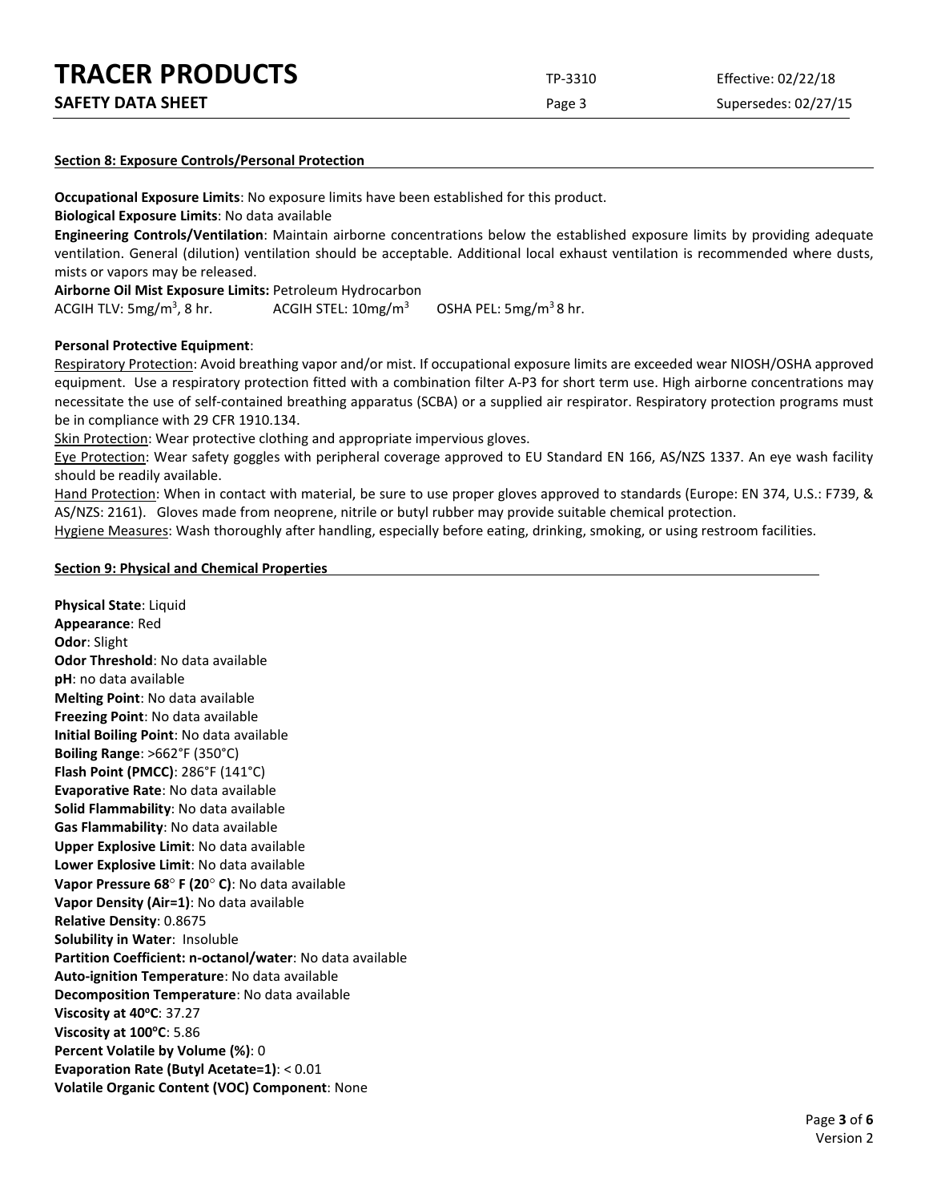## Section 8: Exposure Controls/Personal Protection

**Occupational Exposure Limits**: No exposure limits have been established for this product.

**Biological Exposure Limits**: No data available

**Engineering Controls/Ventilation**: Maintain airborne concentrations below the established exposure limits by providing adequate ventilation. General (dilution) ventilation should be acceptable. Additional local exhaust ventilation is recommended where dusts, mists or vapors may be released.

**Airborne Oil Mist Exposure Limits:** Petroleum Hydrocarbon

ACGIH TLV: 5mg/m$^3$, 8 hr. ACGIH STEL: 10mg/m$^3$ OSHA PEL: 5mg/m$^3$ 8 hr.

**Personal Protective Equipment**:

Respiratory Protection: Avoid breathing vapor and/or mist. If occupational exposure limits are exceeded wear NIOSH/OSHA approved equipment. Use a respiratory protection fitted with a combination filter A-P3 for short term use. High airborne concentrations may necessitate the use of self-contained breathing apparatus (SCBA) or a supplied air respirator. Respiratory protection programs must be in compliance with 29 CFR 1910.134.

Skin Protection: Wear protective clothing and appropriate impervious gloves.

Eye Protection: Wear safety goggles with peripheral coverage approved to EU Standard EN 166, AS/NZS 1337. An eye wash facility should be readily available.

Hand Protection: When in contact with material, be sure to use proper gloves approved to standards (Europe: EN 374, U.S.: F739, & AS/NZS: 2161). Gloves made from neoprene, nitrile or butyl rubber may provide suitable chemical protection.

Hygiene Measures: Wash thoroughly after handling, especially before eating, drinking, smoking, or using restroom facilities.

## Section 9: Physical and Chemical Properties

**Physical State**: Liquid
**Appearance**: Red
**Odor**: Slight
**Odor Threshold**: No data available
**pH**: no data available
**Melting Point**: No data available
**Freezing Point**: No data available
**Initial Boiling Point**: No data available
**Boiling Range**: >662°F (350°C)
**Flash Point (PMCC)**: 286°F (141°C)
**Evaporative Rate**: No data available
**Solid Flammability**: No data available
**Gas Flammability**: No data available
**Upper Explosive Limit**: No data available
**Lower Explosive Limit**: No data available
**Vapor Pressure 68° F (20° C)**: No data available
**Vapor Density (Air=1)**: No data available
**Relative Density**: 0.8675
**Solubility in Water**: Insoluble
**Partition Coefficient: n-octanol/water**: No data available
**Auto-ignition Temperature**: No data available
**Decomposition Temperature**: No data available
**Viscosity at 40°C**: 37.27
**Viscosity at 100°C**: 5.86
**Percent Volatile by Volume (%)**: 0
**Evaporation Rate (Butyl Acetate=1)**: < 0.01
**Volatile Organic Content (VOC) Component**: None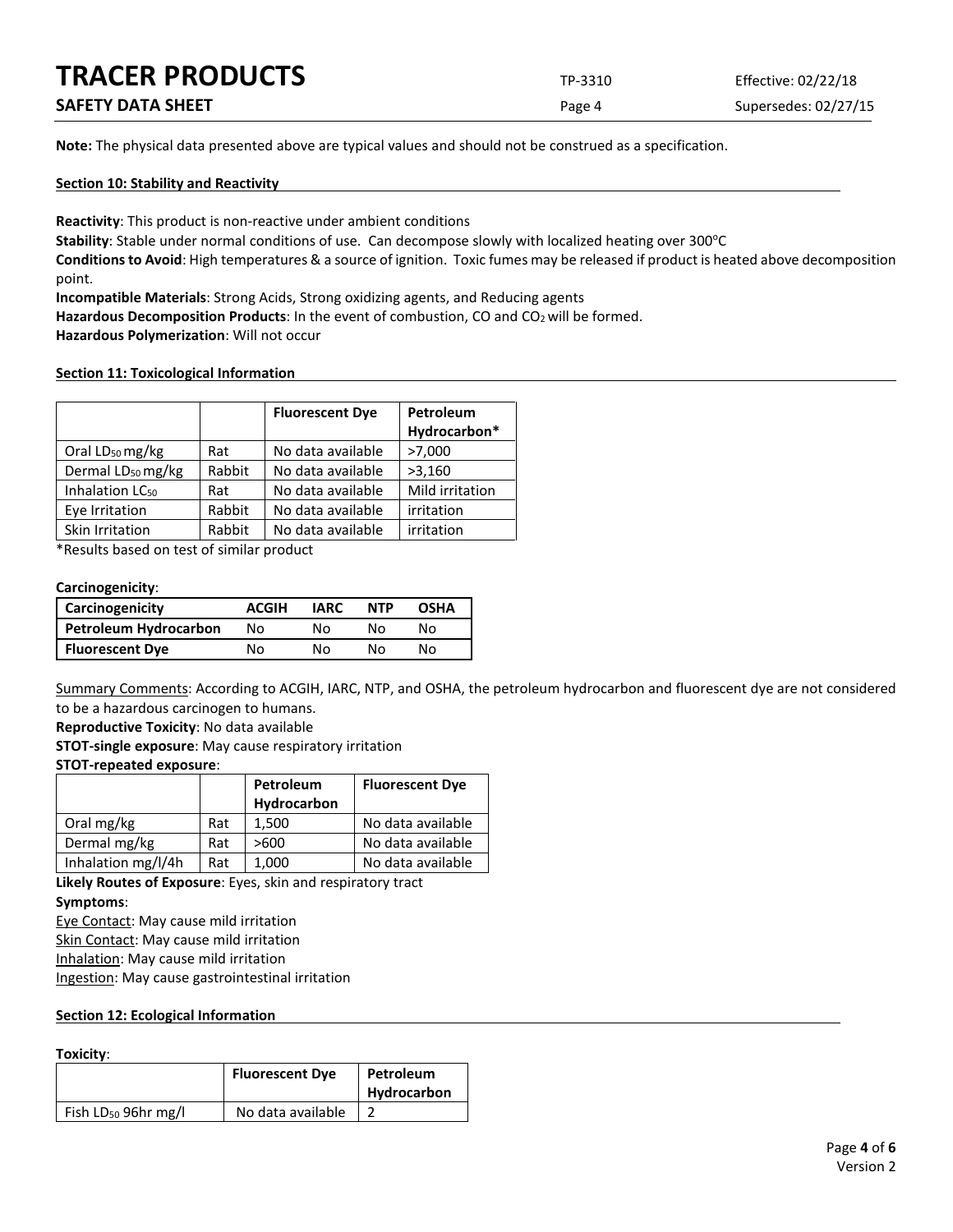**Note:** The physical data presented above are typical values and should not be construed as a specification.

## Section 10: Stability and Reactivity

**Reactivity**: This product is non-reactive under ambient conditions

**Stability**: Stable under normal conditions of use. Can decompose slowly with localized heating over 300°C

**Conditions to Avoid**: High temperatures & a source of ignition. Toxic fumes may be released if product is heated above decomposition point.

**Incompatible Materials**: Strong Acids, Strong oxidizing agents, and Reducing agents

**Hazardous Decomposition Products**: In the event of combustion, CO and $CO_2$ will be formed.

**Hazardous Polymerization**: Will not occur

## Section 11: Toxicological Information

| | | Fluorescent Dye | Petroleum Hydrocarbon* |
|---|---|---|---|
| Oral $LD_{50}$ mg/kg | Rat | No data available | >7,000 |
| Dermal $LD_{50}$ mg/kg | Rabbit | No data available | >3,160 |
| Inhalation $LC_{50}$ | Rat | No data available | Mild irritation |
| Eye Irritation | Rabbit | No data available | irritation |
| Skin Irritation | Rabbit | No data available | irritation |

*Results based on test of similar product

**Carcinogenicity**:

| Carcinogenicity | ACGIH | IARC | NTP | OSHA |
|---|---|---|---|---|
| **Petroleum Hydrocarbon** | No | No | No | No |
| **Fluorescent Dye** | No | No | No | No |

Summary Comments: According to ACGIH, IARC, NTP, and OSHA, the petroleum hydrocarbon and fluorescent dye are not considered to be a hazardous carcinogen to humans.

**Reproductive Toxicity**: No data available

**STOT-single exposure**: May cause respiratory irritation

**STOT-repeated exposure**:

| | | Petroleum Hydrocarbon | Fluorescent Dye |
|---|---|---|---|
| Oral mg/kg | Rat | 1,500 | No data available |
| Dermal mg/kg | Rat | >600 | No data available |
| Inhalation mg/l/4h | Rat | 1,000 | No data available |

**Likely Routes of Exposure**: Eyes, skin and respiratory tract

**Symptoms**:

Eye Contact: May cause mild irritation

Skin Contact: May cause mild irritation

Inhalation: May cause mild irritation

Ingestion: May cause gastrointestinal irritation

## Section 12: Ecological Information

**Toxicity**:

| | Fluorescent Dye | Petroleum Hydrocarbon |
|---|---|---|
| Fish $LD_{50}$ 96hr mg/l | No data available | 2 |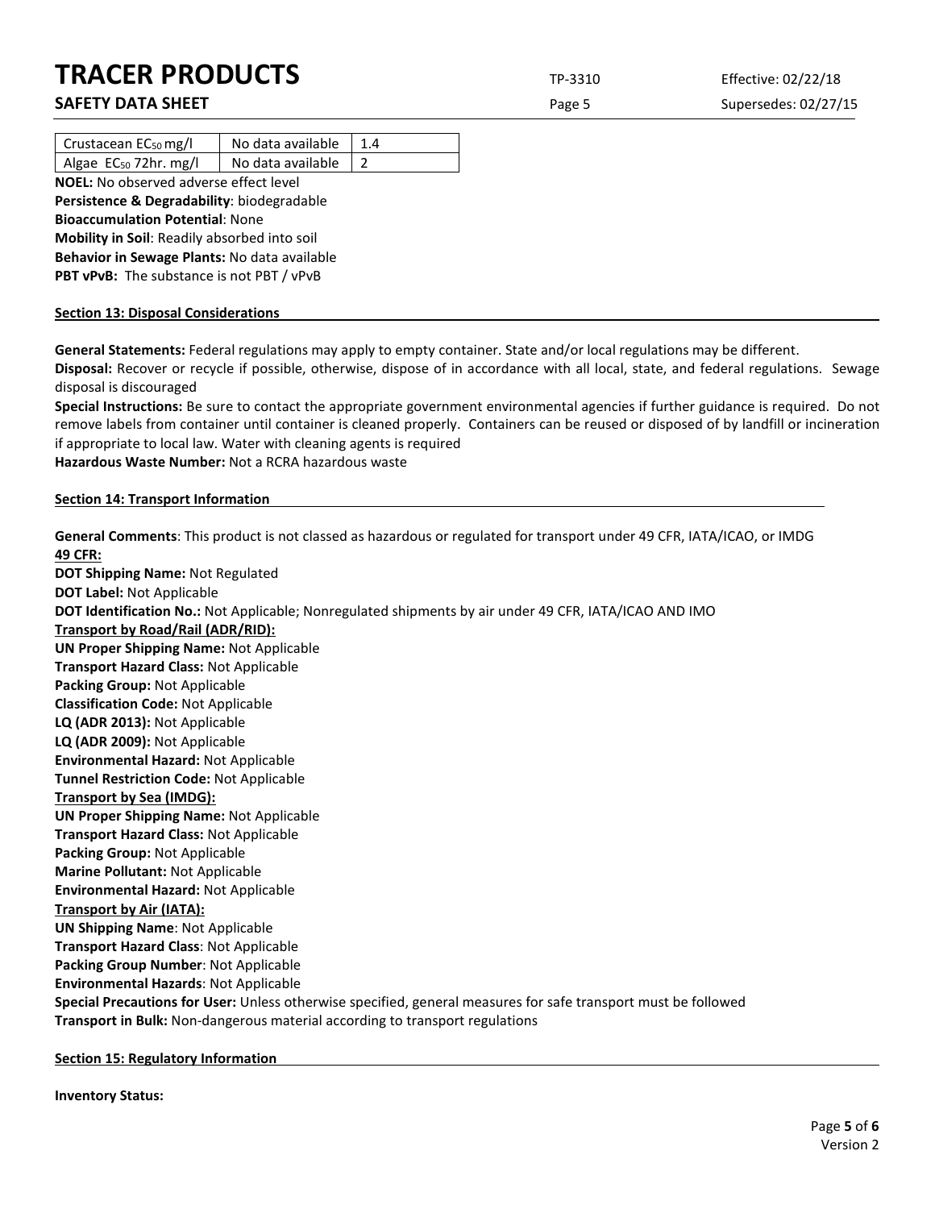| Crustacean $EC_{50}$ mg/l | No data available | 1.4 |
|---|---|---|
| Algae $EC_{50}$ 72hr. mg/l | No data available | 2 |

**NOEL:** No observed adverse effect level
**Persistence & Degradability**: biodegradable
**Bioaccumulation Potential**: None
**Mobility in Soil**: Readily absorbed into soil
**Behavior in Sewage Plants:** No data available
**PBT vPvB:** The substance is not PBT / vPvB

## Section 13: Disposal Considerations

**General Statements:** Federal regulations may apply to empty container. State and/or local regulations may be different.
**Disposal:** Recover or recycle if possible, otherwise, dispose of in accordance with all local, state, and federal regulations. Sewage disposal is discouraged
**Special Instructions:** Be sure to contact the appropriate government environmental agencies if further guidance is required. Do not remove labels from container until container is cleaned properly. Containers can be reused or disposed of by landfill or incineration if appropriate to local law. Water with cleaning agents is required
**Hazardous Waste Number:** Not a RCRA hazardous waste

## Section 14: Transport Information

**General Comments**: This product is not classed as hazardous or regulated for transport under 49 CFR, IATA/ICAO, or IMDG
**49 CFR:**
**DOT Shipping Name:** Not Regulated
**DOT Label:** Not Applicable
**DOT Identification No.:** Not Applicable; Nonregulated shipments by air under 49 CFR, IATA/ICAO AND IMO
**Transport by Road/Rail (ADR/RID):**
**UN Proper Shipping Name:** Not Applicable
**Transport Hazard Class:** Not Applicable
**Packing Group:** Not Applicable
**Classification Code:** Not Applicable
**LQ (ADR 2013):** Not Applicable
**LQ (ADR 2009):** Not Applicable
**Environmental Hazard:** Not Applicable
**Tunnel Restriction Code:** Not Applicable
**Transport by Sea (IMDG):**
**UN Proper Shipping Name:** Not Applicable
**Transport Hazard Class:** Not Applicable
**Packing Group:** Not Applicable
**Marine Pollutant:** Not Applicable
**Environmental Hazard:** Not Applicable
**Transport by Air (IATA):**
**UN Shipping Name**: Not Applicable
**Transport Hazard Class**: Not Applicable
**Packing Group Number**: Not Applicable
**Environmental Hazards**: Not Applicable
**Special Precautions for User:** Unless otherwise specified, general measures for safe transport must be followed
**Transport in Bulk:** Non-dangerous material according to transport regulations

## Section 15: Regulatory Information

**Inventory Status:**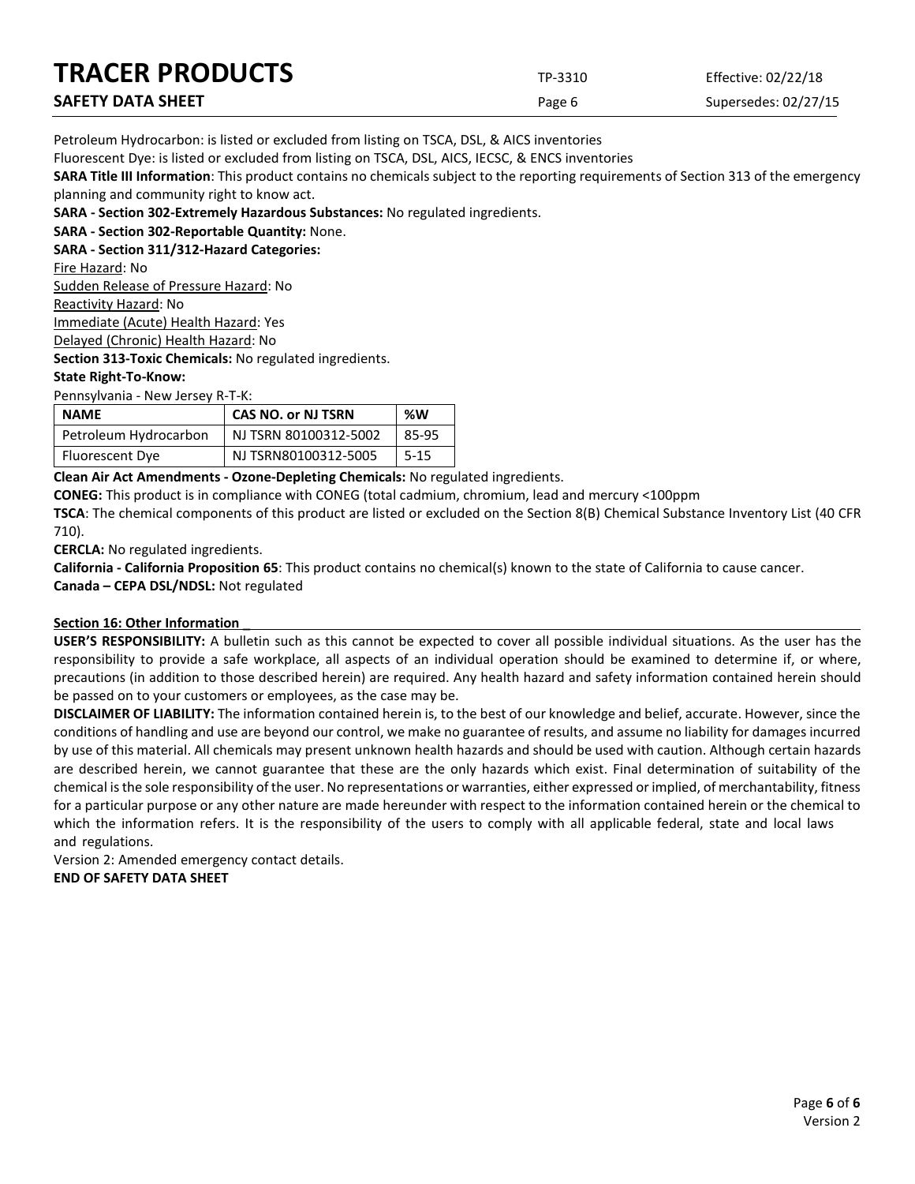Petroleum Hydrocarbon: is listed or excluded from listing on TSCA, DSL, & AICS inventories

Fluorescent Dye: is listed or excluded from listing on TSCA, DSL, AICS, IECSC, & ENCS inventories

**SARA Title III Information**: This product contains no chemicals subject to the reporting requirements of Section 313 of the emergency planning and community right to know act.

**SARA - Section 302-Extremely Hazardous Substances:** No regulated ingredients.

**SARA - Section 302-Reportable Quantity:** None.

**SARA - Section 311/312-Hazard Categories:**

Fire Hazard: No

Sudden Release of Pressure Hazard: No

Reactivity Hazard: No

Immediate (Acute) Health Hazard: Yes

Delayed (Chronic) Health Hazard: No

**Section 313-Toxic Chemicals:** No regulated ingredients.

**State Right-To-Know:**

Pennsylvania - New Jersey R-T-K:

| NAME | CAS NO. or NJ TSRN | %W |
|---|---|---|
| Petroleum Hydrocarbon | NJ TSRN 80100312-5002 | 85-95 |
| Fluorescent Dye | NJ TSRN80100312-5005 | 5-15 |

**Clean Air Act Amendments - Ozone-Depleting Chemicals:** No regulated ingredients.

**CONEG:** This product is in compliance with CONEG (total cadmium, chromium, lead and mercury <100ppm

**TSCA**: The chemical components of this product are listed or excluded on the Section 8(B) Chemical Substance Inventory List (40 CFR 710).

**CERCLA:** No regulated ingredients.

**California - California Proposition 65**: This product contains no chemical(s) known to the state of California to cause cancer.

**Canada – CEPA DSL/NDSL:** Not regulated

## Section 16: Other Information

**USER'S RESPONSIBILITY:** A bulletin such as this cannot be expected to cover all possible individual situations. As the user has the responsibility to provide a safe workplace, all aspects of an individual operation should be examined to determine if, or where, precautions (in addition to those described herein) are required. Any health hazard and safety information contained herein should be passed on to your customers or employees, as the case may be.

**DISCLAIMER OF LIABILITY:** The information contained herein is, to the best of our knowledge and belief, accurate. However, since the conditions of handling and use are beyond our control, we make no guarantee of results, and assume no liability for damages incurred by use of this material. All chemicals may present unknown health hazards and should be used with caution. Although certain hazards are described herein, we cannot guarantee that these are the only hazards which exist. Final determination of suitability of the chemical is the sole responsibility of the user. No representations or warranties, either expressed or implied, of merchantability, fitness for a particular purpose or any other nature are made hereunder with respect to the information contained herein or the chemical to which the information refers. It is the responsibility of the users to comply with all applicable federal, state and local laws and regulations.

Version 2: Amended emergency contact details.

**END OF SAFETY DATA SHEET**